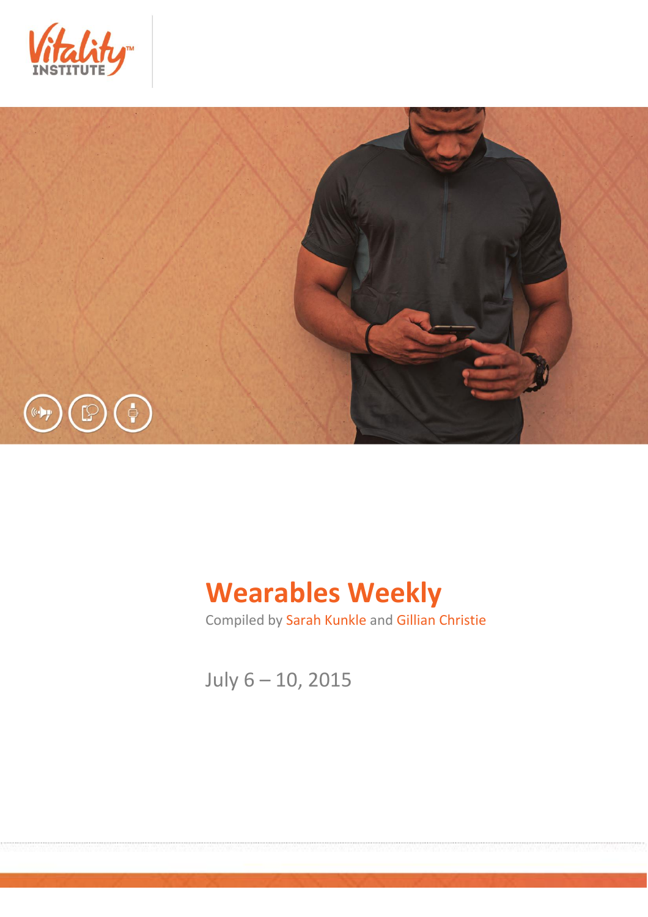Vitality INSTITUTE

# Wearables Weekly

Compiled by Sarah Kunkle and Gillian Christie

July 6 – 10, 2015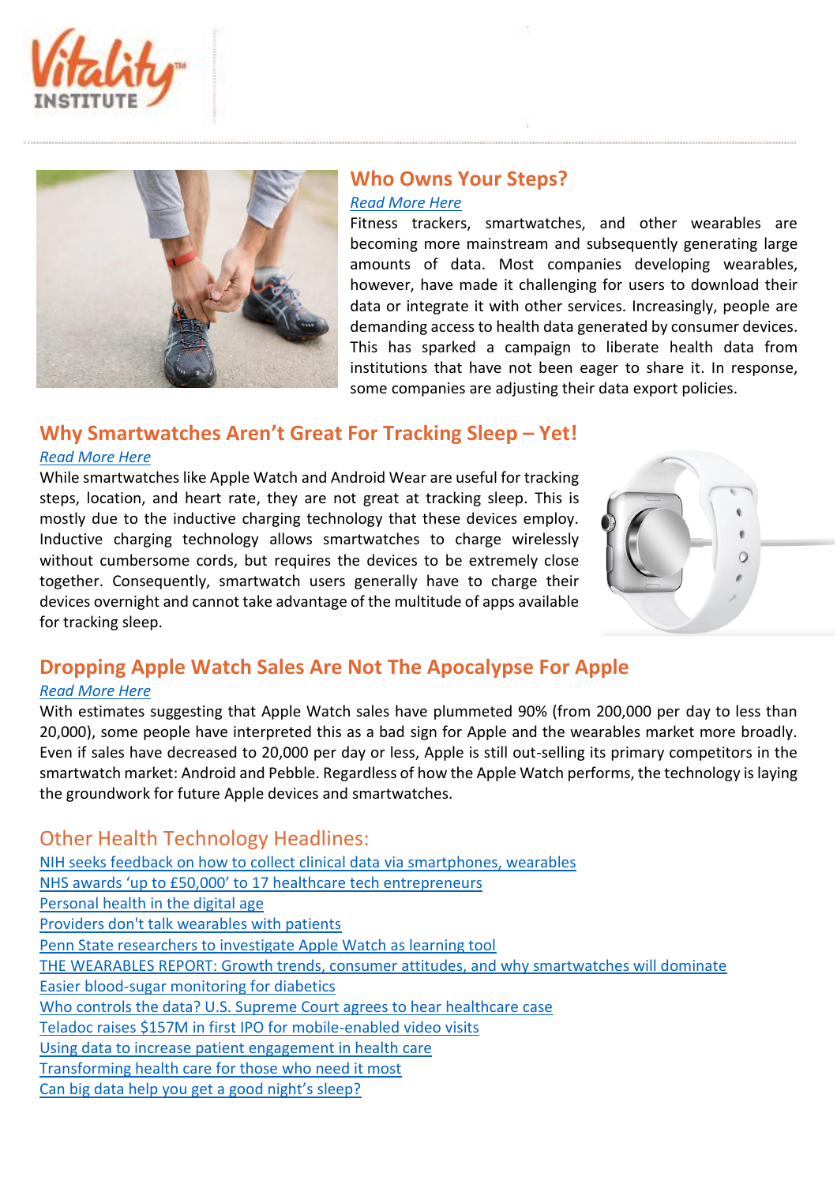## Who Owns Your Steps?

*Read More Here*

Fitness trackers, smartwatches, and other wearables are becoming more mainstream and subsequently generating large amounts of data. Most companies developing wearables, however, have made it challenging for users to download their data or integrate it with other services. Increasingly, people are demanding access to health data generated by consumer devices. This has sparked a campaign to liberate health data from institutions that have not been eager to share it. In response, some companies are adjusting their data export policies.

## Why Smartwatches Aren't Great For Tracking Sleep – Yet!

*Read More Here*

While smartwatches like Apple Watch and Android Wear are useful for tracking steps, location, and heart rate, they are not great at tracking sleep. This is mostly due to the inductive charging technology that these devices employ. Inductive charging technology allows smartwatches to charge wirelessly without cumbersome cords, but requires the devices to be extremely close together. Consequently, smartwatch users generally have to charge their devices overnight and cannot take advantage of the multitude of apps available for tracking sleep.

## Dropping Apple Watch Sales Are Not The Apocalypse For Apple

*Read More Here*

With estimates suggesting that Apple Watch sales have plummeted 90% (from 200,000 per day to less than 20,000), some people have interpreted this as a bad sign for Apple and the wearables market more broadly. Even if sales have decreased to 20,000 per day or less, Apple is still out-selling its primary competitors in the smartwatch market: Android and Pebble. Regardless of how the Apple Watch performs, the technology is laying the groundwork for future Apple devices and smartwatches.

## Other Health Technology Headlines:

- NIH seeks feedback on how to collect clinical data via smartphones, wearables
- NHS awards 'up to £50,000' to 17 healthcare tech entrepreneurs
- Personal health in the digital age
- Providers don't talk wearables with patients
- Penn State researchers to investigate Apple Watch as learning tool
- THE WEARABLES REPORT: Growth trends, consumer attitudes, and why smartwatches will dominate
- Easier blood-sugar monitoring for diabetics
- Who controls the data? U.S. Supreme Court agrees to hear healthcare case
- Teladoc raises $157M in first IPO for mobile-enabled video visits
- Using data to increase patient engagement in health care
- Transforming health care for those who need it most
- Can big data help you get a good night's sleep?